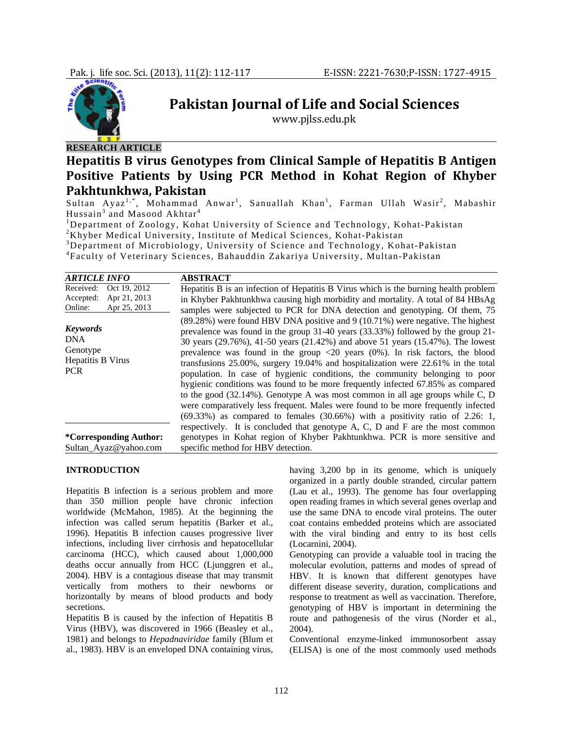**RESEARCH ARTICLE**

# Hepatitis B virus Genotypes from Clinical Sample of Hepatitis B Antigen Positive Patients by Using PCR Method in Kohat Region of Khyber Pakhtunkhwa, Pakistan

Sultan Ayaz[1,*], Mohammad Anwar[1], Sanuallah Khan[1], Farman Ullah Wasir[2], Mabashir Hussain[3] and Masood Akhtar[4]

[1]Department of Zoology, Kohat University of Science and Technology, Kohat-Pakistan
[2]Khyber Medical University, Institute of Medical Sciences, Kohat-Pakistan
[3]Department of Microbiology, University of Science and Technology, Kohat-Pakistan
[4]Faculty of Veterinary Sciences, Bahauddin Zakariya University, Multan-Pakistan

***ARTICLE INFO***

Received: Oct 19, 2012
Accepted: Apr 21, 2013
Online: Apr 25, 2013

***Keywords***
DNA
Genotype
Hepatitis B Virus
PCR

**\*Corresponding Author:**
Sultan_Ayaz@yahoo.com

**ABSTRACT**

Hepatitis B is an infection of Hepatitis B Virus which is the burning health problem in Khyber Pakhtunkhwa causing high morbidity and mortality. A total of 84 HBsAg samples were subjected to PCR for DNA detection and genotyping. Of them, 75 (89.28%) were found HBV DNA positive and 9 (10.71%) were negative. The highest prevalence was found in the group 31-40 years (33.33%) followed by the group 21-30 years (29.76%), 41-50 years (21.42%) and above 51 years (15.47%). The lowest prevalence was found in the group <20 years (0%). In risk factors, the blood transfusions 25.00%, surgery 19.04% and hospitalization were 22.61% in the total population. In case of hygienic conditions, the community belonging to poor hygienic conditions was found to be more frequently infected 67.85% as compared to the good (32.14%). Genotype A was most common in all age groups while C, D were comparatively less frequent. Males were found to be more frequently infected (69.33%) as compared to females (30.66%) with a positivity ratio of 2.26: 1, respectively. It is concluded that genotype A, C, D and F are the most common genotypes in Kohat region of Khyber Pakhtunkhwa. PCR is more sensitive and specific method for HBV detection.

## INTRODUCTION

Hepatitis B infection is a serious problem and more than 350 million people have chronic infection worldwide (McMahon, 1985). At the beginning the infection was called serum hepatitis (Barker et al., 1996). Hepatitis B infection causes progressive liver infections, including liver cirrhosis and hepatocellular carcinoma (HCC), which caused about 1,000,000 deaths occur annually from HCC (Ljunggren et al., 2004). HBV is a contagious disease that may transmit vertically from mothers to their newborns or horizontally by means of blood products and body secretions.

Hepatitis B is caused by the infection of Hepatitis B Virus (HBV), was discovered in 1966 (Beasley et al., 1981) and belongs to *Hepadnaviridae* family (Blum et al., 1983). HBV is an enveloped DNA containing virus, having 3,200 bp in its genome, which is uniquely organized in a partly double stranded, circular pattern (Lau et al., 1993). The genome has four overlapping open reading frames in which several genes overlap and use the same DNA to encode viral proteins. The outer coat contains embedded proteins which are associated with the viral binding and entry to its host cells (Locarnini, 2004).

Genotyping can provide a valuable tool in tracing the molecular evolution, patterns and modes of spread of HBV. It is known that different genotypes have different disease severity, duration, complications and response to treatment as well as vaccination. Therefore, genotyping of HBV is important in determining the route and pathogenesis of the virus (Norder et al., 2004).

Conventional enzyme-linked immunosorbent assay (ELISA) is one of the most commonly used methods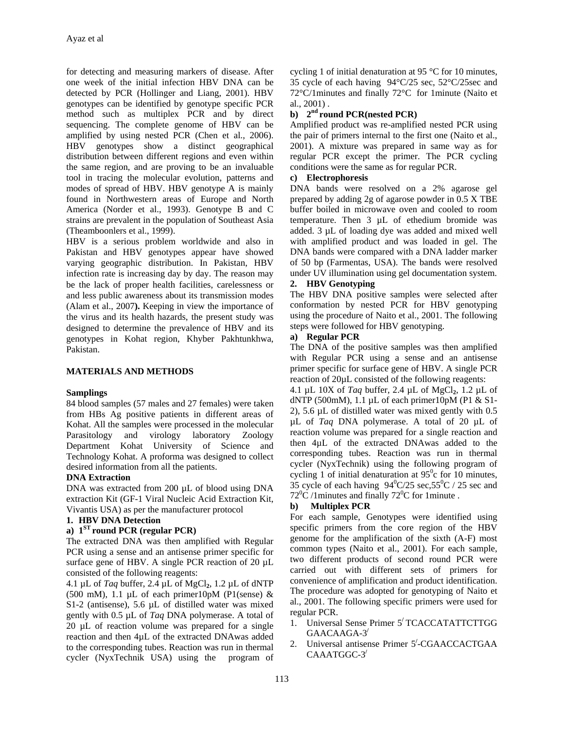for detecting and measuring markers of disease. After one week of the initial infection HBV DNA can be detected by PCR (Hollinger and Liang, 2001). HBV genotypes can be identified by genotype specific PCR method such as multiplex PCR and by direct sequencing. The complete genome of HBV can be amplified by using nested PCR (Chen et al., 2006). HBV genotypes show a distinct geographical distribution between different regions and even within the same region, and are proving to be an invaluable tool in tracing the molecular evolution, patterns and modes of spread of HBV. HBV genotype A is mainly found in Northwestern areas of Europe and North America (Norder et al., 1993). Genotype B and C strains are prevalent in the population of Southeast Asia (Theamboonlers et al., 1999).

HBV is a serious problem worldwide and also in Pakistan and HBV genotypes appear have showed varying geographic distribution. In Pakistan, HBV infection rate is increasing day by day. The reason may be the lack of proper health facilities, carelessness or and less public awareness about its transmission modes (Alam et al., 2007**).** Keeping in view the importance of the virus and its health hazards, the present study was designed to determine the prevalence of HBV and its genotypes in Kohat region, Khyber Pakhtunkhwa, Pakistan.

## MATERIALS AND METHODS

### Samplings

84 blood samples (57 males and 27 females) were taken from HBs Ag positive patients in different areas of Kohat. All the samples were processed in the molecular Parasitology and virology laboratory Zoology Department Kohat University of Science and Technology Kohat. A proforma was designed to collect desired information from all the patients.

### DNA Extraction

DNA was extracted from 200 µL of blood using DNA extraction Kit (GF-1 Viral Nucleic Acid Extraction Kit, Vivantis USA) as per the manufacturer protocol

### 1. HBV DNA Detection

#### a) 1ST round PCR (regular PCR)

The extracted DNA was then amplified with Regular PCR using a sense and an antisense primer specific for surface gene of HBV. A single PCR reaction of 20 µL consisted of the following reagents:

4.1 µL of *Taq* buffer, 2.4 µL of $MgCl_2$, 1.2 µL of dNTP (500 mM), 1.1 µL of each primer10pM (P1(sense) & S1-2 (antisense), 5.6 µL of distilled water was mixed gently with 0.5 µL of *Taq* DNA polymerase. A total of 20 µL of reaction volume was prepared for a single reaction and then 4µL of the extracted DNAwas added to the corresponding tubes. Reaction was run in thermal cycler (NyxTechnik USA) using the program of cycling 1 of initial denaturation at 95 °C for 10 minutes, 35 cycle of each having 94°C/25 sec, 52°C/25sec and 72°C/1minutes and finally 72°C for 1minute (Naito et al., 2001) .

#### b) 2nd round PCR(nested PCR)

Amplified product was re-amplified nested PCR using the pair of primers internal to the first one (Naito et al., 2001). A mixture was prepared in same way as for regular PCR except the primer. The PCR cycling conditions were the same as for regular PCR.

#### c) Electrophoresis

DNA bands were resolved on a 2% agarose gel prepared by adding 2g of agarose powder in 0.5 X TBE buffer boiled in microwave oven and cooled to room temperature. Then 3 µL of ethedium bromide was added. 3 µL of loading dye was added and mixed well with amplified product and was loaded in gel. The DNA bands were compared with a DNA ladder marker of 50 bp (Farmentas, USA). The bands were resolved under UV illumination using gel documentation system.

### 2. HBV Genotyping

The HBV DNA positive samples were selected after conformation by nested PCR for HBV genotyping using the procedure of Naito et al., 2001. The following steps were followed for HBV genotyping.

#### a) Regular PCR

The DNA of the positive samples was then amplified with Regular PCR using a sense and an antisense primer specific for surface gene of HBV. A single PCR reaction of 20µL consisted of the following reagents:

4.1 µL 10X of *Taq* buffer, 2.4 µL of $MgCl_2$, 1.2 µL of dNTP (500mM), 1.1 µL of each primer10pM (P1 & S1-2), 5.6 µL of distilled water was mixed gently with 0.5 µL of *Taq* DNA polymerase. A total of 20 µL of reaction volume was prepared for a single reaction and then 4µL of the extracted DNAwas added to the corresponding tubes. Reaction was run in thermal cycler (NyxTechnik) using the following program of cycling 1 of initial denaturation at $95^0$c for 10 minutes, 35 cycle of each having $94^0$C/25 sec,$55^0$C / 25 sec and $72^0$C /1minutes and finally $72^0$C for 1minute .

#### b) Multiplex PCR

For each sample, Genotypes were identified using specific primers from the core region of the HBV genome for the amplification of the sixth (A-F) most common types (Naito et al., 2001). For each sample, two different products of second round PCR were carried out with different sets of primers for convenience of amplification and product identification. The procedure was adopted for genotyping of Naito et al., 2001. The following specific primers were used for regular PCR.

1. Universal Sense Primer 5′ TCACCATATTCTTGG GAACAAGA-3′
2. Universal antisense Primer 5′-CGAACCACTGAA CAAATGGC-3′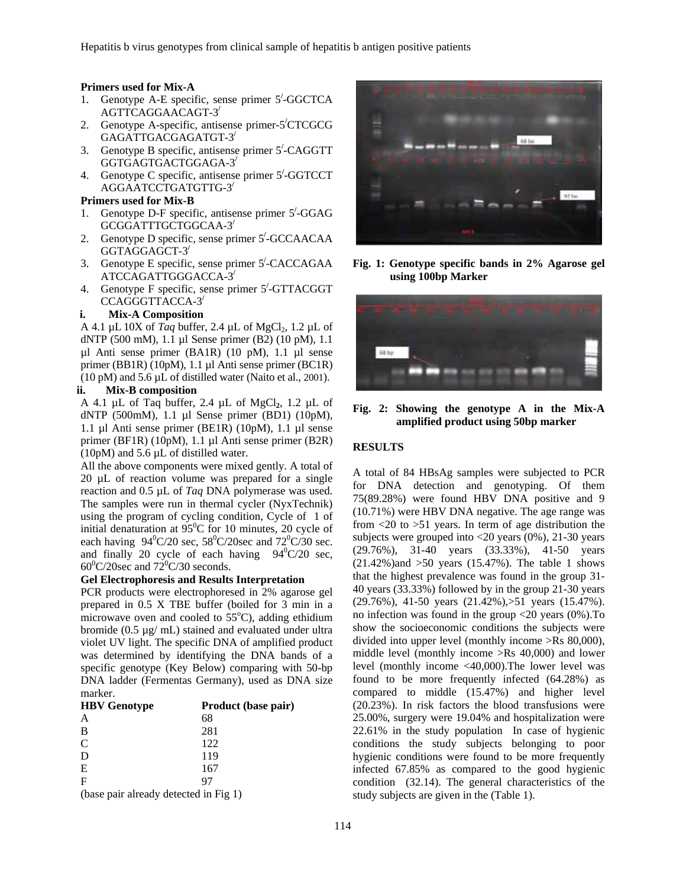**Primers used for Mix-A**

1. Genotype A-E specific, sense primer 5′-GGCTCA AGTTCAGGAACAGT-3′
2. Genotype A-specific, antisense primer-5′CTCGCG GAGATTGACGAGATGT-3′
3. Genotype B specific, antisense primer 5′-CAGGTT GGTGAGTGACTGGAGA-3′
4. Genotype C specific, antisense primer 5′-GGTCCT AGGAATCCTGATGTTG-3′

**Primers used for Mix-B**

1. Genotype D-F specific, antisense primer 5′-GGAG GCGGATTTGCTGGCAA-3′
2. Genotype D specific, sense primer 5′-GCCAACAA GGTAGGAGCT-3′
3. Genotype E specific, sense primer 5′-CACCAGAA ATCCAGATTGGGACCA-3′
4. Genotype F specific, sense primer 5′-GTTACGGT CCAGGGTTACCA-3′

**i. Mix-A Composition**

A 4.1 µL 10X of *Taq* buffer, 2.4 µL of $MgCl_2$, 1.2 µL of dNTP (500 mM), 1.1 µl Sense primer (B2) (10 pM), 1.1 µl Anti sense primer (BA1R) (10 pM), 1.1 µl sense primer (BB1R) (10pM), 1.1 µl Anti sense primer (BC1R) (10 pM) and 5.6 µL of distilled water (Naito et al., 2001).

**ii. Mix-B composition**

A 4.1 µL of Taq buffer, 2.4 µL of $MgCl_2$, 1.2 µL of dNTP (500mM), 1.1 µl Sense primer (BD1) (10pM), 1.1 µl Anti sense primer (BE1R) (10pM), 1.1 µl sense primer (BF1R) (10pM), 1.1 µl Anti sense primer (B2R) (10pM) and 5.6 µL of distilled water.

All the above components were mixed gently. A total of 20 µL of reaction volume was prepared for a single reaction and 0.5 µL of *Taq* DNA polymerase was used. The samples were run in thermal cycler (NyxTechnik) using the program of cycling condition, Cycle of 1 of initial denaturation at $95^0$C for 10 minutes, 20 cycle of each having $94^0$C/20 sec, $58^0$C/20sec and $72^0$C/30 sec. and finally 20 cycle of each having $94^0$C/20 sec, $60^0$C/20sec and $72^0$C/30 seconds.

**Gel Electrophoresis and Results Interpretation**

PCR products were electrophoresed in 2% agarose gel prepared in 0.5 X TBE buffer (boiled for 3 min in a microwave oven and cooled to $55^o$C), adding ethidium bromide (0.5 µg/ mL) stained and evaluated under ultra violet UV light. The specific DNA of amplified product was determined by identifying the DNA bands of a specific genotype (Key Below) comparing with 50-bp DNA ladder (Fermentas Germany), used as DNA size marker.

| HBV Genotype | Product (base pair) |
|---|---|
| A | 68 |
| B | 281 |
| C | 122 |
| D | 119 |
| E | 167 |
| F | 97 |

(base pair already detected in Fig 1)

Fig. 1: Genotype specific bands in 2% Agarose gel using 100bp Marker

Fig. 2: Showing the genotype A in the Mix-A amplified product using 50bp marker

## RESULTS

A total of 84 HBsAg samples were subjected to PCR for DNA detection and genotyping. Of them 75(89.28%) were found HBV DNA positive and 9 (10.71%) were HBV DNA negative. The age range was from <20 to >51 years. In term of age distribution the subjects were grouped into <20 years (0%), 21-30 years (29.76%), 31-40 years (33.33%), 41-50 years (21.42%)and >50 years (15.47%). The table 1 shows that the highest prevalence was found in the group 31-40 years (33.33%) followed by in the group 21-30 years (29.76%), 41-50 years (21.42%),>51 years (15.47%). no infection was found in the group <20 years (0%).To show the socioeconomic conditions the subjects were divided into upper level (monthly income >Rs 80,000), middle level (monthly income >Rs 40,000) and lower level (monthly income <40,000).The lower level was found to be more frequently infected (64.28%) as compared to middle (15.47%) and higher level (20.23%). In risk factors the blood transfusions were 25.00%, surgery were 19.04% and hospitalization were 22.61% in the study population In case of hygienic conditions the study subjects belonging to poor hygienic conditions were found to be more frequently infected 67.85% as compared to the good hygienic condition (32.14). The general characteristics of the study subjects are given in the (Table 1).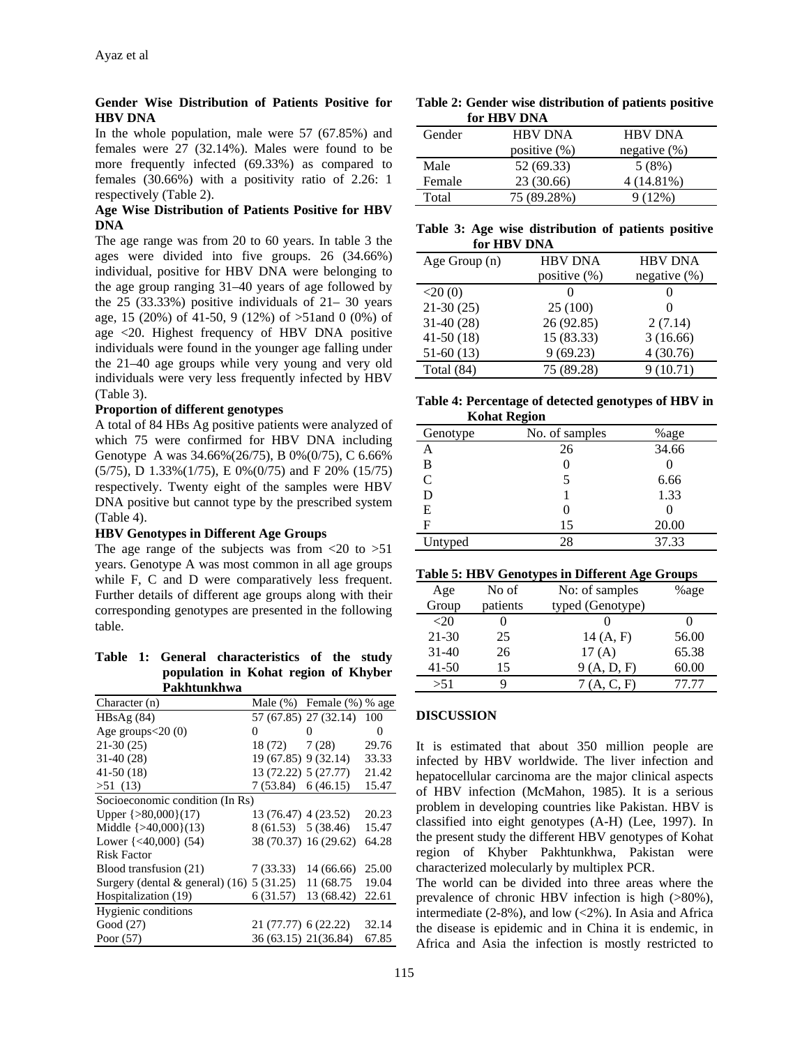## Gender Wise Distribution of Patients Positive for HBV DNA

In the whole population, male were 57 (67.85%) and females were 27 (32.14%). Males were found to be more frequently infected (69.33%) as compared to females (30.66%) with a positivity ratio of 2.26: 1 respectively (Table 2).

## Age Wise Distribution of Patients Positive for HBV DNA

The age range was from 20 to 60 years. In table 3 the ages were divided into five groups. 26 (34.66%) individual, positive for HBV DNA were belonging to the age group ranging 31–40 years of age followed by the 25 (33.33%) positive individuals of 21– 30 years age, 15 (20%) of 41-50, 9 (12%) of >51and 0 (0%) of age <20. Highest frequency of HBV DNA positive individuals were found in the younger age falling under the 21–40 age groups while very young and very old individuals were very less frequently infected by HBV (Table 3).

## Proportion of different genotypes

A total of 84 HBs Ag positive patients were analyzed of which 75 were confirmed for HBV DNA including Genotype A was 34.66%(26/75), B 0%(0/75), C 6.66% (5/75), D 1.33%(1/75), E 0%(0/75) and F 20% (15/75) respectively. Twenty eight of the samples were HBV DNA positive but cannot type by the prescribed system (Table 4).

## HBV Genotypes in Different Age Groups

The age range of the subjects was from <20 to >51 years. Genotype A was most common in all age groups while F, C and D were comparatively less frequent. Further details of different age groups along with their corresponding genotypes are presented in the following table.

**Table 1: General characteristics of the study population in Kohat region of Khyber Pakhtunkhwa**

| Character (n) | Male (%) | Female (%) | % age |
|---|---|---|---|
| HBsAg (84) | 57 (67.85) | 27 (32.14) | 100 |
| Age groups<20 (0) | 0 | 0 | 0 |
| 21-30 (25) | 18 (72) | 7 (28) | 29.76 |
| 31-40 (28) | 19 (67.85) | 9 (32.14) | 33.33 |
| 41-50 (18) | 13 (72.22) | 5 (27.77) | 21.42 |
| >51 (13) | 7 (53.84) | 6 (46.15) | 15.47 |
| Socioeconomic condition (In Rs) | | | |
| Upper {>80,000}(17) | 13 (76.47) | 4 (23.52) | 20.23 |
| Middle {>40,000}(13) | 8 (61.53) | 5 (38.46) | 15.47 |
| Lower {<40,000} (54) | 38 (70.37) | 16 (29.62) | 64.28 |
| Risk Factor | | | |
| Blood transfusion (21) | 7 (33.33) | 14 (66.66) | 25.00 |
| Surgery (dental & general) (16) | 5 (31.25) | 11 (68.75 | 19.04 |
| Hospitalization (19) | 6 (31.57) | 13 (68.42) | 22.61 |
| Hygienic conditions | | | |
| Good (27) | 21 (77.77) | 6 (22.22) | 32.14 |
| Poor (57) | 36 (63.15) | 21(36.84) | 67.85 |

**Table 2: Gender wise distribution of patients positive for HBV DNA**

| Gender | HBV DNA positive (%) | HBV DNA negative (%) |
|---|---|---|
| Male | 52 (69.33) | 5 (8%) |
| Female | 23 (30.66) | 4 (14.81%) |
| Total | 75 (89.28%) | 9 (12%) |

**Table 3: Age wise distribution of patients positive for HBV DNA**

| Age Group (n) | HBV DNA positive (%) | HBV DNA negative (%) |
|---|---|---|
| <20 (0) | 0 | 0 |
| 21-30 (25) | 25 (100) | 0 |
| 31-40 (28) | 26 (92.85) | 2 (7.14) |
| 41-50 (18) | 15 (83.33) | 3 (16.66) |
| 51-60 (13) | 9 (69.23) | 4 (30.76) |
| Total (84) | 75 (89.28) | 9 (10.71) |

**Table 4: Percentage of detected genotypes of HBV in Kohat Region**

| Genotype | No. of samples | %age |
|---|---|---|
| A | 26 | 34.66 |
| B | 0 | 0 |
| C | 5 | 6.66 |
| D | 1 | 1.33 |
| E | 0 | 0 |
| F | 15 | 20.00 |
| Untyped | 28 | 37.33 |

**Table 5: HBV Genotypes in Different Age Groups**

| Age Group | No of patients | No: of samples typed (Genotype) | %age |
|---|---|---|---|
| <20 | 0 | 0 | 0 |
| 21-30 | 25 | 14 (A, F) | 56.00 |
| 31-40 | 26 | 17 (A) | 65.38 |
| 41-50 | 15 | 9 (A, D, F) | 60.00 |
| >51 | 9 | 7 (A, C, F) | 77.77 |

## DISCUSSION

It is estimated that about 350 million people are infected by HBV worldwide. The liver infection and hepatocellular carcinoma are the major clinical aspects of HBV infection (McMahon, 1985). It is a serious problem in developing countries like Pakistan. HBV is classified into eight genotypes (A-H) (Lee, 1997). In the present study the different HBV genotypes of Kohat region of Khyber Pakhtunkhwa, Pakistan were characterized molecularly by multiplex PCR.

The world can be divided into three areas where the prevalence of chronic HBV infection is high (>80%), intermediate (2-8%), and low (<2%). In Asia and Africa the disease is epidemic and in China it is endemic, in Africa and Asia the infection is mostly restricted to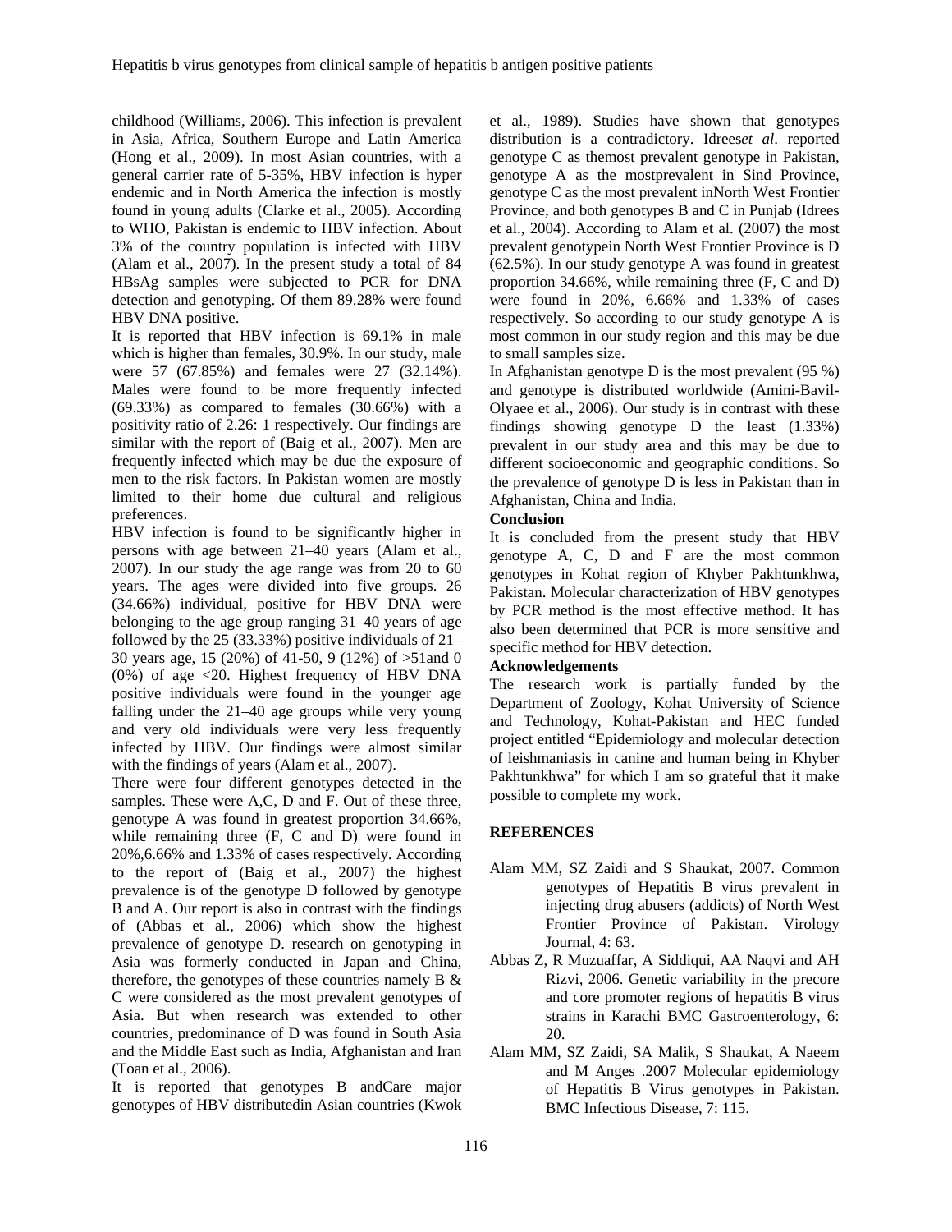childhood (Williams, 2006). This infection is prevalent in Asia, Africa, Southern Europe and Latin America (Hong et al., 2009). In most Asian countries, with a general carrier rate of 5-35%, HBV infection is hyper endemic and in North America the infection is mostly found in young adults (Clarke et al., 2005). According to WHO, Pakistan is endemic to HBV infection. About 3% of the country population is infected with HBV (Alam et al., 2007). In the present study a total of 84 HBsAg samples were subjected to PCR for DNA detection and genotyping. Of them 89.28% were found HBV DNA positive.

It is reported that HBV infection is 69.1% in male which is higher than females, 30.9%. In our study, male were 57 (67.85%) and females were 27 (32.14%). Males were found to be more frequently infected (69.33%) as compared to females (30.66%) with a positivity ratio of 2.26: 1 respectively. Our findings are similar with the report of (Baig et al., 2007). Men are frequently infected which may be due the exposure of men to the risk factors. In Pakistan women are mostly limited to their home due cultural and religious preferences.

HBV infection is found to be significantly higher in persons with age between 21–40 years (Alam et al., 2007). In our study the age range was from 20 to 60 years. The ages were divided into five groups. 26 (34.66%) individual, positive for HBV DNA were belonging to the age group ranging 31–40 years of age followed by the 25 (33.33%) positive individuals of 21–30 years age, 15 (20%) of 41-50, 9 (12%) of >51and 0 (0%) of age <20. Highest frequency of HBV DNA positive individuals were found in the younger age falling under the 21–40 age groups while very young and very old individuals were very less frequently infected by HBV. Our findings were almost similar with the findings of years (Alam et al., 2007).

There were four different genotypes detected in the samples. These were A,C, D and F. Out of these three, genotype A was found in greatest proportion 34.66%, while remaining three (F, C and D) were found in 20%,6.66% and 1.33% of cases respectively. According to the report of (Baig et al., 2007) the highest prevalence is of the genotype D followed by genotype B and A. Our report is also in contrast with the findings of (Abbas et al., 2006) which show the highest prevalence of genotype D. research on genotyping in Asia was formerly conducted in Japan and China, therefore, the genotypes of these countries namely B & C were considered as the most prevalent genotypes of Asia. But when research was extended to other countries, predominance of D was found in South Asia and the Middle East such as India, Afghanistan and Iran (Toan et al., 2006).

It is reported that genotypes B andCare major genotypes of HBV distributedin Asian countries (Kwok et al., 1989). Studies have shown that genotypes distribution is a contradictory. Idrees*et al*. reported genotype C as themost prevalent genotype in Pakistan, genotype A as the mostprevalent in Sind Province, genotype C as the most prevalent inNorth West Frontier Province, and both genotypes B and C in Punjab (Idrees et al., 2004). According to Alam et al. (2007) the most prevalent genotypein North West Frontier Province is D (62.5%). In our study genotype A was found in greatest proportion 34.66%, while remaining three (F, C and D) were found in 20%, 6.66% and 1.33% of cases respectively. So according to our study genotype A is most common in our study region and this may be due to small samples size.

In Afghanistan genotype D is the most prevalent (95 %) and genotype is distributed worldwide (Amini-Bavil-Olyaee et al., 2006). Our study is in contrast with these findings showing genotype D the least (1.33%) prevalent in our study area and this may be due to different socioeconomic and geographic conditions. So the prevalence of genotype D is less in Pakistan than in Afghanistan, China and India.

**Conclusion**

It is concluded from the present study that HBV genotype A, C, D and F are the most common genotypes in Kohat region of Khyber Pakhtunkhwa, Pakistan. Molecular characterization of HBV genotypes by PCR method is the most effective method. It has also been determined that PCR is more sensitive and specific method for HBV detection.

**Acknowledgements**

The research work is partially funded by the Department of Zoology, Kohat University of Science and Technology, Kohat-Pakistan and HEC funded project entitled "Epidemiology and molecular detection of leishmaniasis in canine and human being in Khyber Pakhtunkhwa" for which I am so grateful that it make possible to complete my work.

## REFERENCES

Alam MM, SZ Zaidi and S Shaukat, 2007. Common genotypes of Hepatitis B virus prevalent in injecting drug abusers (addicts) of North West Frontier Province of Pakistan. Virology Journal, 4: 63.

Abbas Z, R Muzuaffar, A Siddiqui, AA Naqvi and AH Rizvi, 2006. Genetic variability in the precore and core promoter regions of hepatitis B virus strains in Karachi BMC Gastroenterology, 6: 20.

Alam MM, SZ Zaidi, SA Malik, S Shaukat, A Naeem and M Anges .2007 Molecular epidemiology of Hepatitis B Virus genotypes in Pakistan. BMC Infectious Disease, 7: 115.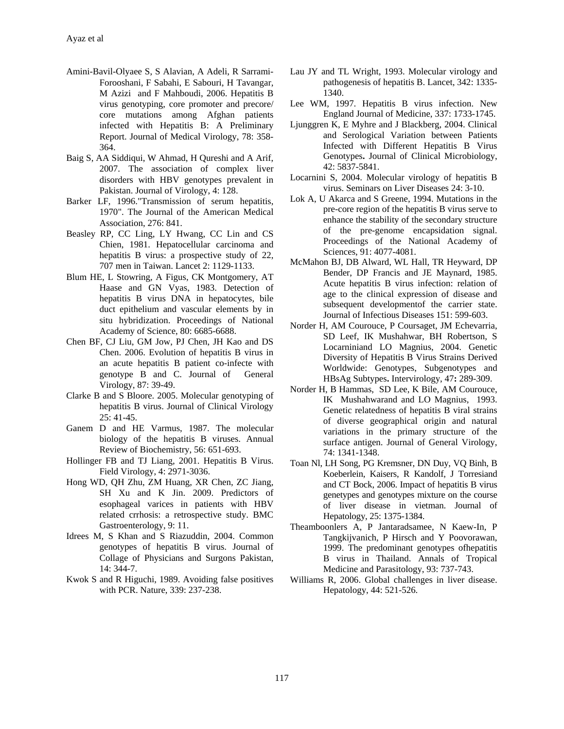Amini-Bavil-Olyaee S, S Alavian, A Adeli, R Sarrami-Forooshani, F Sabahi, E Sabouri, H Tavangar, M Azizi and F Mahboudi, 2006. Hepatitis B virus genotyping, core promoter and precore/ core mutations among Afghan patients infected with Hepatitis B: A Preliminary Report. Journal of Medical Virology, 78: 358-364.

Baig S, AA Siddiqui, W Ahmad, H Qureshi and A Arif, 2007. The association of complex liver disorders with HBV genotypes prevalent in Pakistan. Journal of Virology, 4: 128.

Barker LF, 1996."Transmission of serum hepatitis, 1970". The Journal of the American Medical Association, 276: 841.

Beasley RP, CC Ling, LY Hwang, CC Lin and CS Chien, 1981. Hepatocellular carcinoma and hepatitis B virus: a prospective study of 22, 707 men in Taiwan. Lancet 2: 1129-1133.

Blum HE, L Stowring, A Figus, CK Montgomery, AT Haase and GN Vyas, 1983. Detection of hepatitis B virus DNA in hepatocytes, bile duct epithelium and vascular elements by in situ hybridization. Proceedings of National Academy of Science, 80: 6685-6688.

Chen BF, CJ Liu, GM Jow, PJ Chen, JH Kao and DS Chen. 2006. Evolution of hepatitis B virus in an acute hepatitis B patient co-infecte with genotype B and C. Journal of General Virology, 87: 39-49.

Clarke B and S Bloore. 2005. Molecular genotyping of hepatitis B virus. Journal of Clinical Virology 25: 41-45.

Ganem D and HE Varmus, 1987. The molecular biology of the hepatitis B viruses. Annual Review of Biochemistry, 56: 651-693.

Hollinger FB and TJ Liang, 2001. Hepatitis B Virus. Field Virology, 4: 2971-3036.

Hong WD, QH Zhu, ZM Huang, XR Chen, ZC Jiang, SH Xu and K Jin. 2009. Predictors of esophageal varices in patients with HBV related crrhosis: a retrospective study. BMC Gastroenterology, 9: 11.

Idrees M, S Khan and S Riazuddin, 2004. Common genotypes of hepatitis B virus. Journal of Collage of Physicians and Surgons Pakistan, 14: 344-7.

Kwok S and R Higuchi, 1989. Avoiding false positives with PCR. Nature, 339: 237-238.

Lau JY and TL Wright, 1993. Molecular virology and pathogenesis of hepatitis B. Lancet, 342: 1335-1340.

Lee WM, 1997. Hepatitis B virus infection. New England Journal of Medicine, 337: 1733-1745.

Ljunggren K, E Myhre and J Blackberg, 2004. Clinical and Serological Variation between Patients Infected with Different Hepatitis B Virus Genotypes**.** Journal of Clinical Microbiology, 42: 5837-5841.

Locarnini S, 2004. Molecular virology of hepatitis B virus. Seminars on Liver Diseases 24: 3-10.

Lok A, U Akarca and S Greene, 1994. Mutations in the pre-core region of the hepatitis B virus serve to enhance the stability of the secondary structure of the pre-genome encapsidation signal. Proceedings of the National Academy of Sciences, 91: 4077-4081.

McMahon BJ, DB Alward, WL Hall, TR Heyward, DP Bender, DP Francis and JE Maynard, 1985. Acute hepatitis B virus infection: relation of age to the clinical expression of disease and subsequent developmentof the carrier state. Journal of Infectious Diseases 151: 599-603.

Norder H, AM Courouce, P Coursaget, JM Echevarria, SD Leef, IK Mushahwar, BH Robertson, S Locarniniand LO Magnius, 2004. Genetic Diversity of Hepatitis B Virus Strains Derived Worldwide: Genotypes, Subgenotypes and HBsAg Subtypes**.** Intervirology, 47**:** 289-309.

Norder H, B Hammas, SD Lee, K Bile, AM Courouce, IK Mushahwarand and LO Magnius, 1993. Genetic relatedness of hepatitis B viral strains of diverse geographical origin and natural variations in the primary structure of the surface antigen. Journal of General Virology, 74: 1341-1348.

Toan Nl, LH Song, PG Kremsner, DN Duy, VQ Binh, B Koeberlein, Kaisers, R Kandolf, J Torresiand and CT Bock, 2006. Impact of hepatitis B virus genetypes and genotypes mixture on the course of liver disease in vietman. Journal of Hepatology, 25: 1375-1384.

Theamboonlers A, P Jantaradsamee, N Kaew-In, P Tangkijvanich, P Hirsch and Y Poovorawan, 1999. The predominant genotypes ofhepatitis B virus in Thailand. Annals of Tropical Medicine and Parasitology, 93: 737-743.

Williams R, 2006. Global challenges in liver disease. Hepatology, 44: 521-526.